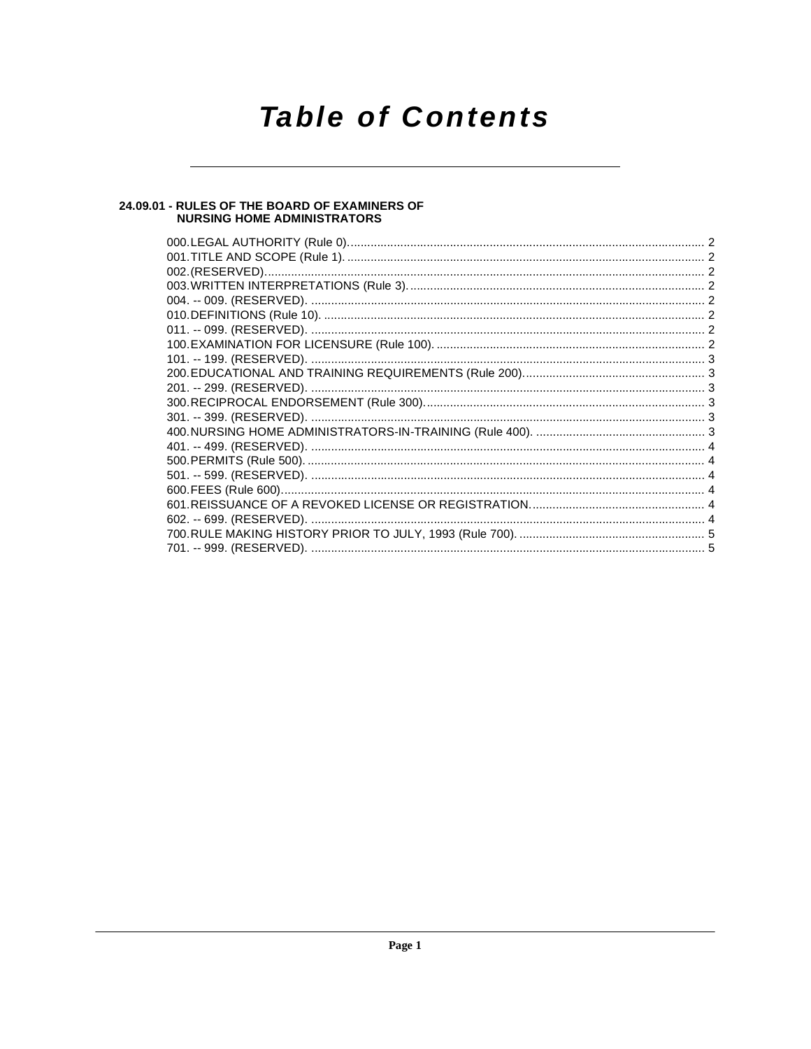# Table of Contents

## 24.09.01 - RULES OF THE BOARD OF EXAMINERS OF NURSING HOME ADMINISTRATORS

| Section | Page |
|---|---|
| 000. LEGAL AUTHORITY (Rule 0). | 2 |
| 001. TITLE AND SCOPE (Rule 1). | 2 |
| 002. (RESERVED). | 2 |
| 003. WRITTEN INTERPRETATIONS (Rule 3). | 2 |
| 004. -- 009. (RESERVED). | 2 |
| 010. DEFINITIONS (Rule 10). | 2 |
| 011. -- 099. (RESERVED). | 2 |
| 100. EXAMINATION FOR LICENSURE (Rule 100). | 2 |
| 101. -- 199. (RESERVED). | 3 |
| 200. EDUCATIONAL AND TRAINING REQUIREMENTS (Rule 200). | 3 |
| 201. -- 299. (RESERVED). | 3 |
| 300. RECIPROCAL ENDORSEMENT (Rule 300). | 3 |
| 301. -- 399. (RESERVED). | 3 |
| 400. NURSING HOME ADMINISTRATORS-IN-TRAINING (Rule 400). | 3 |
| 401. -- 499. (RESERVED). | 4 |
| 500. PERMITS (Rule 500). | 4 |
| 501. -- 599. (RESERVED). | 4 |
| 600. FEES (Rule 600). | 4 |
| 601. REISSUANCE OF A REVOKED LICENSE OR REGISTRATION. | 4 |
| 602. -- 699. (RESERVED). | 4 |
| 700. RULE MAKING HISTORY PRIOR TO JULY, 1993 (Rule 700). | 5 |
| 701. -- 999. (RESERVED). | 5 |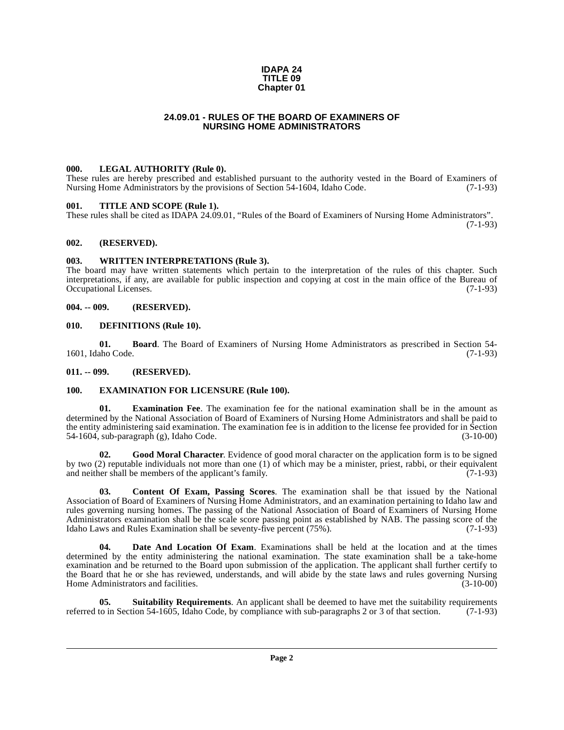**IDAPA 24**
**TITLE 09**
**Chapter 01**

# 24.09.01 - RULES OF THE BOARD OF EXAMINERS OF NURSING HOME ADMINISTRATORS

## 000. LEGAL AUTHORITY (Rule 0).

These rules are hereby prescribed and established pursuant to the authority vested in the Board of Examiners of Nursing Home Administrators by the provisions of Section 54-1604, Idaho Code. (7-1-93)

## 001. TITLE AND SCOPE (Rule 1).

These rules shall be cited as IDAPA 24.09.01, "Rules of the Board of Examiners of Nursing Home Administrators". (7-1-93)

## 002. (RESERVED).

## 003. WRITTEN INTERPRETATIONS (Rule 3).

The board may have written statements which pertain to the interpretation of the rules of this chapter. Such interpretations, if any, are available for public inspection and copying at cost in the main office of the Bureau of Occupational Licenses. (7-1-93)

## 004. -- 009. (RESERVED).

## 010. DEFINITIONS (Rule 10).

**01. Board**. The Board of Examiners of Nursing Home Administrators as prescribed in Section 54-1601, Idaho Code. (7-1-93)

## 011. -- 099. (RESERVED).

## 100. EXAMINATION FOR LICENSURE (Rule 100).

**01. Examination Fee**. The examination fee for the national examination shall be in the amount as determined by the National Association of Board of Examiners of Nursing Home Administrators and shall be paid to the entity administering said examination. The examination fee is in addition to the license fee provided for in Section 54-1604, sub-paragraph (g), Idaho Code. (3-10-00)

**02. Good Moral Character**. Evidence of good moral character on the application form is to be signed by two (2) reputable individuals not more than one (1) of which may be a minister, priest, rabbi, or their equivalent and neither shall be members of the applicant's family. (7-1-93)

**03. Content Of Exam, Passing Scores**. The examination shall be that issued by the National Association of Board of Examiners of Nursing Home Administrators, and an examination pertaining to Idaho law and rules governing nursing homes. The passing of the National Association of Board of Examiners of Nursing Home Administrators examination shall be the scale score passing point as established by NAB. The passing score of the Idaho Laws and Rules Examination shall be seventy-five percent (75%). (7-1-93)

**04. Date And Location Of Exam**. Examinations shall be held at the location and at the times determined by the entity administering the national examination. The state examination shall be a take-home examination and be returned to the Board upon submission of the application. The applicant shall further certify to the Board that he or she has reviewed, understands, and will abide by the state laws and rules governing Nursing Home Administrators and facilities. (3-10-00)

**05. Suitability Requirements**. An applicant shall be deemed to have met the suitability requirements referred to in Section 54-1605, Idaho Code, by compliance with sub-paragraphs 2 or 3 of that section. (7-1-93)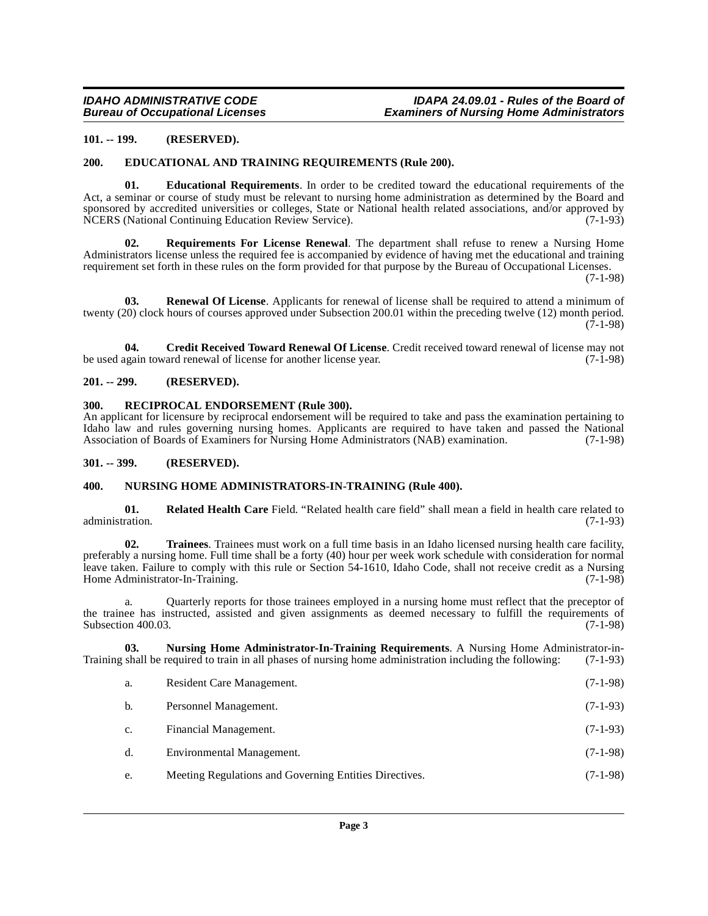**101. -- 199. (RESERVED).**

**200. EDUCATIONAL AND TRAINING REQUIREMENTS (Rule 200).**

**01. Educational Requirements**. In order to be credited toward the educational requirements of the Act, a seminar or course of study must be relevant to nursing home administration as determined by the Board and sponsored by accredited universities or colleges, State or National health related associations, and/or approved by NCERS (National Continuing Education Review Service). (7-1-93)

**02. Requirements For License Renewal**. The department shall refuse to renew a Nursing Home Administrators license unless the required fee is accompanied by evidence of having met the educational and training requirement set forth in these rules on the form provided for that purpose by the Bureau of Occupational Licenses. (7-1-98)

**03. Renewal Of License**. Applicants for renewal of license shall be required to attend a minimum of twenty (20) clock hours of courses approved under Subsection 200.01 within the preceding twelve (12) month period. (7-1-98)

**04. Credit Received Toward Renewal Of License**. Credit received toward renewal of license may not be used again toward renewal of license for another license year. (7-1-98)

**201. -- 299. (RESERVED).**

**300. RECIPROCAL ENDORSEMENT (Rule 300).**

An applicant for licensure by reciprocal endorsement will be required to take and pass the examination pertaining to Idaho law and rules governing nursing homes. Applicants are required to have taken and passed the National Association of Boards of Examiners for Nursing Home Administrators (NAB) examination. (7-1-98)

**301. -- 399. (RESERVED).**

**400. NURSING HOME ADMINISTRATORS-IN-TRAINING (Rule 400).**

**01. Related Health Care** Field. "Related health care field" shall mean a field in health care related to administration. (7-1-93)

**02. Trainees**. Trainees must work on a full time basis in an Idaho licensed nursing health care facility, preferably a nursing home. Full time shall be a forty (40) hour per week work schedule with consideration for normal leave taken. Failure to comply with this rule or Section 54-1610, Idaho Code, shall not receive credit as a Nursing Home Administrator-In-Training. (7-1-98)

a. Quarterly reports for those trainees employed in a nursing home must reflect that the preceptor of the trainee has instructed, assisted and given assignments as deemed necessary to fulfill the requirements of Subsection 400.03. (7-1-98)

**03. Nursing Home Administrator-In-Training Requirements**. A Nursing Home Administrator-in-Training shall be required to train in all phases of nursing home administration including the following: (7-1-93)

a. Resident Care Management. (7-1-98)

b. Personnel Management. (7-1-93)

c. Financial Management. (7-1-93)

d. Environmental Management. (7-1-98)

e. Meeting Regulations and Governing Entities Directives. (7-1-98)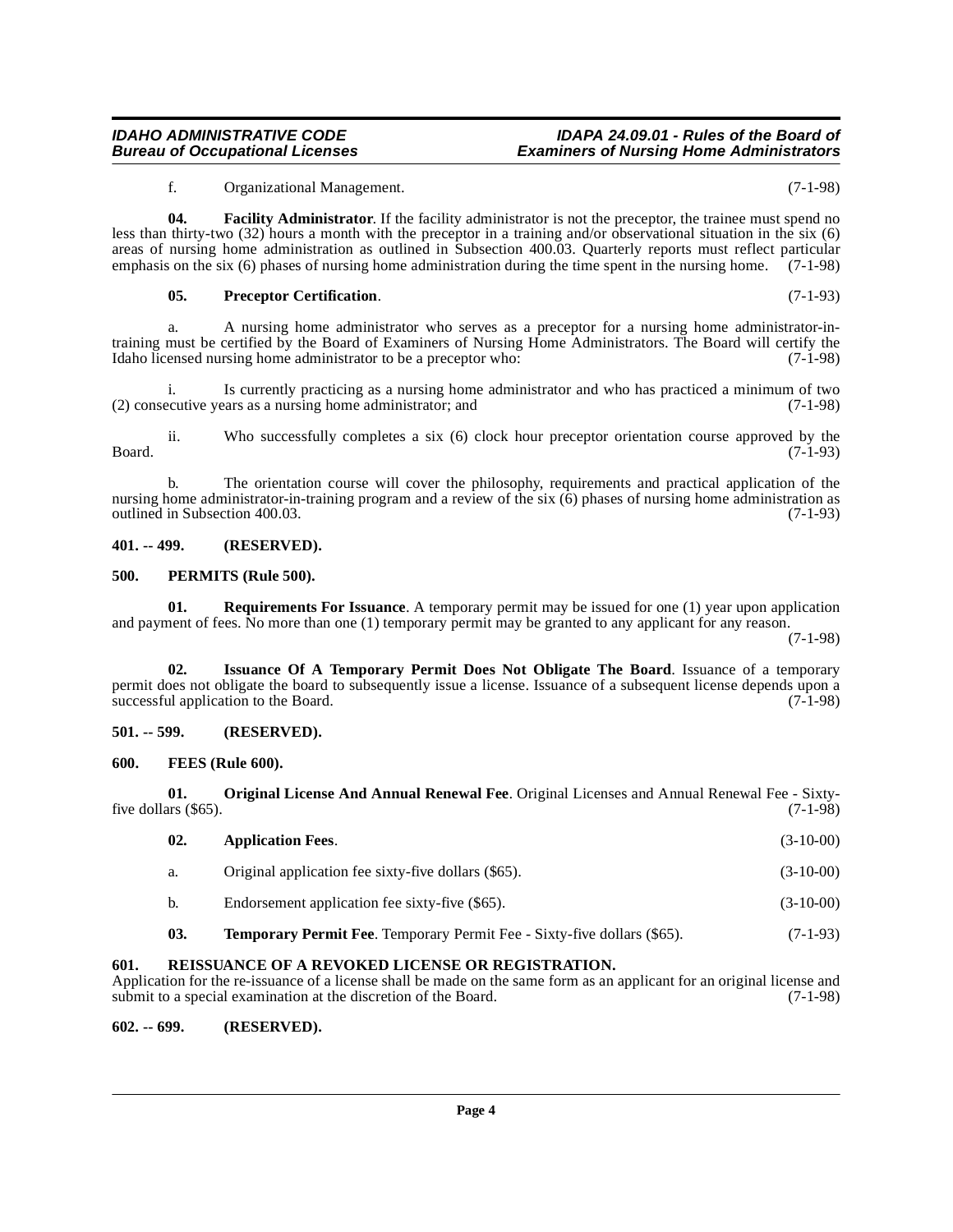f. Organizational Management. (7-1-98)

**04. Facility Administrator**. If the facility administrator is not the preceptor, the trainee must spend no less than thirty-two (32) hours a month with the preceptor in a training and/or observational situation in the six (6) areas of nursing home administration as outlined in Subsection 400.03. Quarterly reports must reflect particular emphasis on the six (6) phases of nursing home administration during the time spent in the nursing home. (7-1-98)

**05. Preceptor Certification**. (7-1-93)

a. A nursing home administrator who serves as a preceptor for a nursing home administrator-in-training must be certified by the Board of Examiners of Nursing Home Administrators. The Board will certify the Idaho licensed nursing home administrator to be a preceptor who: (7-1-98)

i. Is currently practicing as a nursing home administrator and who has practiced a minimum of two (2) consecutive years as a nursing home administrator; and (7-1-98)

ii. Who successfully completes a six (6) clock hour preceptor orientation course approved by the Board. (7-1-93)

b. The orientation course will cover the philosophy, requirements and practical application of the nursing home administrator-in-training program and a review of the six (6) phases of nursing home administration as outlined in Subsection 400.03. (7-1-93)

## 401. -- 499. (RESERVED).

## 500. PERMITS (Rule 500).

**01. Requirements For Issuance**. A temporary permit may be issued for one (1) year upon application and payment of fees. No more than one (1) temporary permit may be granted to any applicant for any reason. (7-1-98)

**02. Issuance Of A Temporary Permit Does Not Obligate The Board**. Issuance of a temporary permit does not obligate the board to subsequently issue a license. Issuance of a subsequent license depends upon a successful application to the Board. (7-1-98)

## 501. -- 599. (RESERVED).

## 600. FEES (Rule 600).

**01. Original License And Annual Renewal Fee**. Original Licenses and Annual Renewal Fee - Sixty-five dollars ($65). (7-1-98)

**02. Application Fees**. (3-10-00)

a. Original application fee sixty-five dollars ($65). (3-10-00)

b. Endorsement application fee sixty-five ($65). (3-10-00)

**03. Temporary Permit Fee**. Temporary Permit Fee - Sixty-five dollars ($65). (7-1-93)

## 601. REISSUANCE OF A REVOKED LICENSE OR REGISTRATION.

Application for the re-issuance of a license shall be made on the same form as an applicant for an original license and submit to a special examination at the discretion of the Board. (7-1-98)

## 602. -- 699. (RESERVED).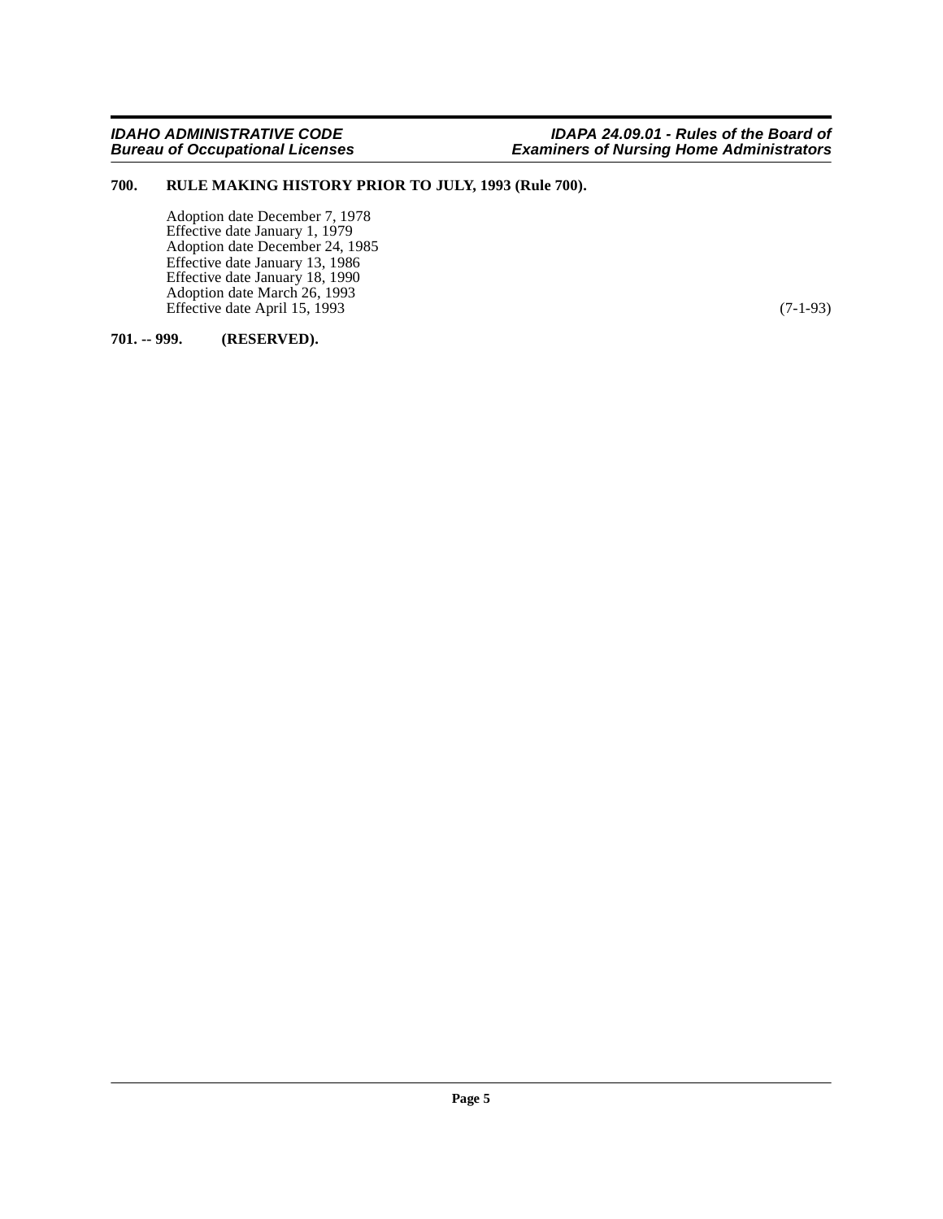### 700. RULE MAKING HISTORY PRIOR TO JULY, 1993 (Rule 700).

Adoption date December 7, 1978
Effective date January 1, 1979
Adoption date December 24, 1985
Effective date January 13, 1986
Effective date January 18, 1990
Adoption date March 26, 1993
Effective date April 15, 1993 (7-1-93)

### 701. -- 999. (RESERVED).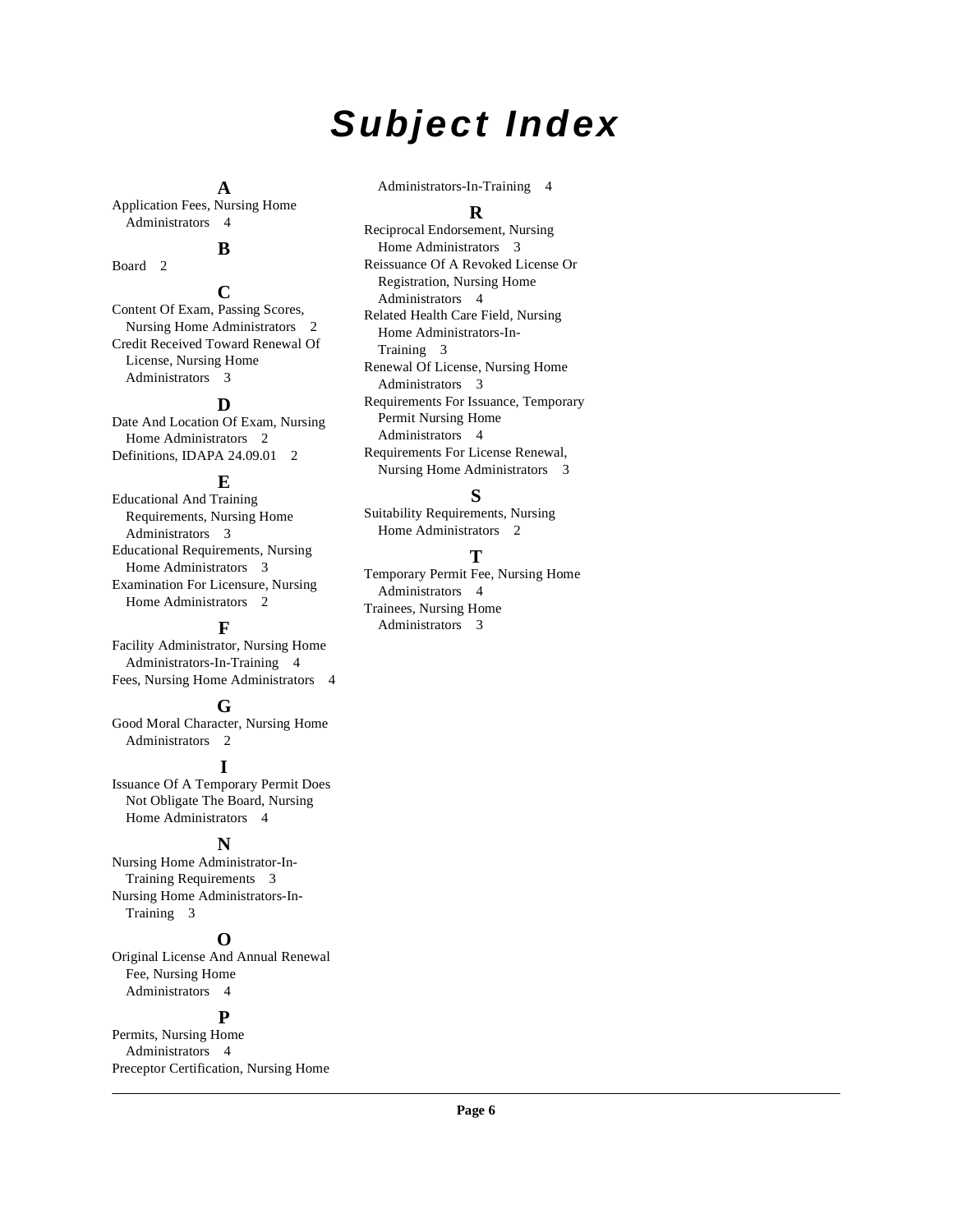# Subject Index

**A**

Application Fees, Nursing Home Administrators 4

**B**

Board 2

**C**

Content Of Exam, Passing Scores, Nursing Home Administrators 2
Credit Received Toward Renewal Of License, Nursing Home Administrators 3

**D**

Date And Location Of Exam, Nursing Home Administrators 2
Definitions, IDAPA 24.09.01 2

**E**

Educational And Training Requirements, Nursing Home Administrators 3
Educational Requirements, Nursing Home Administrators 3
Examination For Licensure, Nursing Home Administrators 2

**F**

Facility Administrator, Nursing Home Administrators-In-Training 4
Fees, Nursing Home Administrators 4

**G**

Good Moral Character, Nursing Home Administrators 2

**I**

Issuance Of A Temporary Permit Does Not Obligate The Board, Nursing Home Administrators 4

**N**

Nursing Home Administrator-In-Training Requirements 3
Nursing Home Administrators-In-Training 3

**O**

Original License And Annual Renewal Fee, Nursing Home Administrators 4

**P**

Permits, Nursing Home Administrators 4
Preceptor Certification, Nursing Home Administrators-In-Training 4

**R**

Reciprocal Endorsement, Nursing Home Administrators 3
Reissuance Of A Revoked License Or Registration, Nursing Home Administrators 4
Related Health Care Field, Nursing Home Administrators-In-Training 3
Renewal Of License, Nursing Home Administrators 3
Requirements For Issuance, Temporary Permit Nursing Home Administrators 4
Requirements For License Renewal, Nursing Home Administrators 3

**S**

Suitability Requirements, Nursing Home Administrators 2

**T**

Temporary Permit Fee, Nursing Home Administrators 4
Trainees, Nursing Home Administrators 3